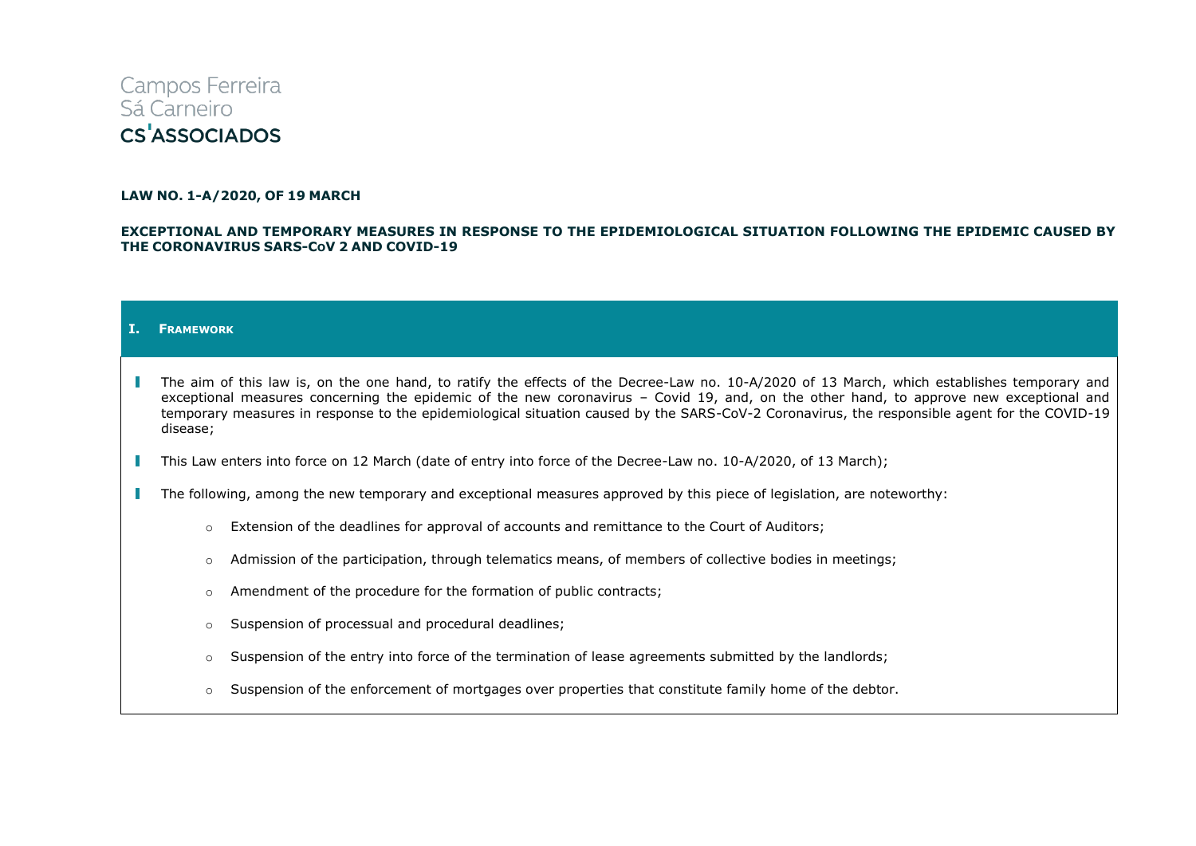Campos Ferreira
Sá Carneiro
CS'ASSOCIADOS

**LAW NO. 1-A/2020, OF 19 MARCH**

**EXCEPTIONAL AND TEMPORARY MEASURES IN RESPONSE TO THE EPIDEMIOLOGICAL SITUATION FOLLOWING THE EPIDEMIC CAUSED BY THE CORONAVIRUS SARS-CoV 2 AND COVID-19**

## I. Framework

- The aim of this law is, on the one hand, to ratify the effects of the Decree-Law no. 10-A/2020 of 13 March, which establishes temporary and exceptional measures concerning the epidemic of the new coronavirus – Covid 19, and, on the other hand, to approve new exceptional and temporary measures in response to the epidemiological situation caused by the SARS-CoV-2 Coronavirus, the responsible agent for the COVID-19 disease;

- This Law enters into force on 12 March (date of entry into force of the Decree-Law no. 10-A/2020, of 13 March);

- The following, among the new temporary and exceptional measures approved by this piece of legislation, are noteworthy:

  - Extension of the deadlines for approval of accounts and remittance to the Court of Auditors;

  - Admission of the participation, through telematics means, of members of collective bodies in meetings;

  - Amendment of the procedure for the formation of public contracts;

  - Suspension of processual and procedural deadlines;

  - Suspension of the entry into force of the termination of lease agreements submitted by the landlords;

  - Suspension of the enforcement of mortgages over properties that constitute family home of the debtor.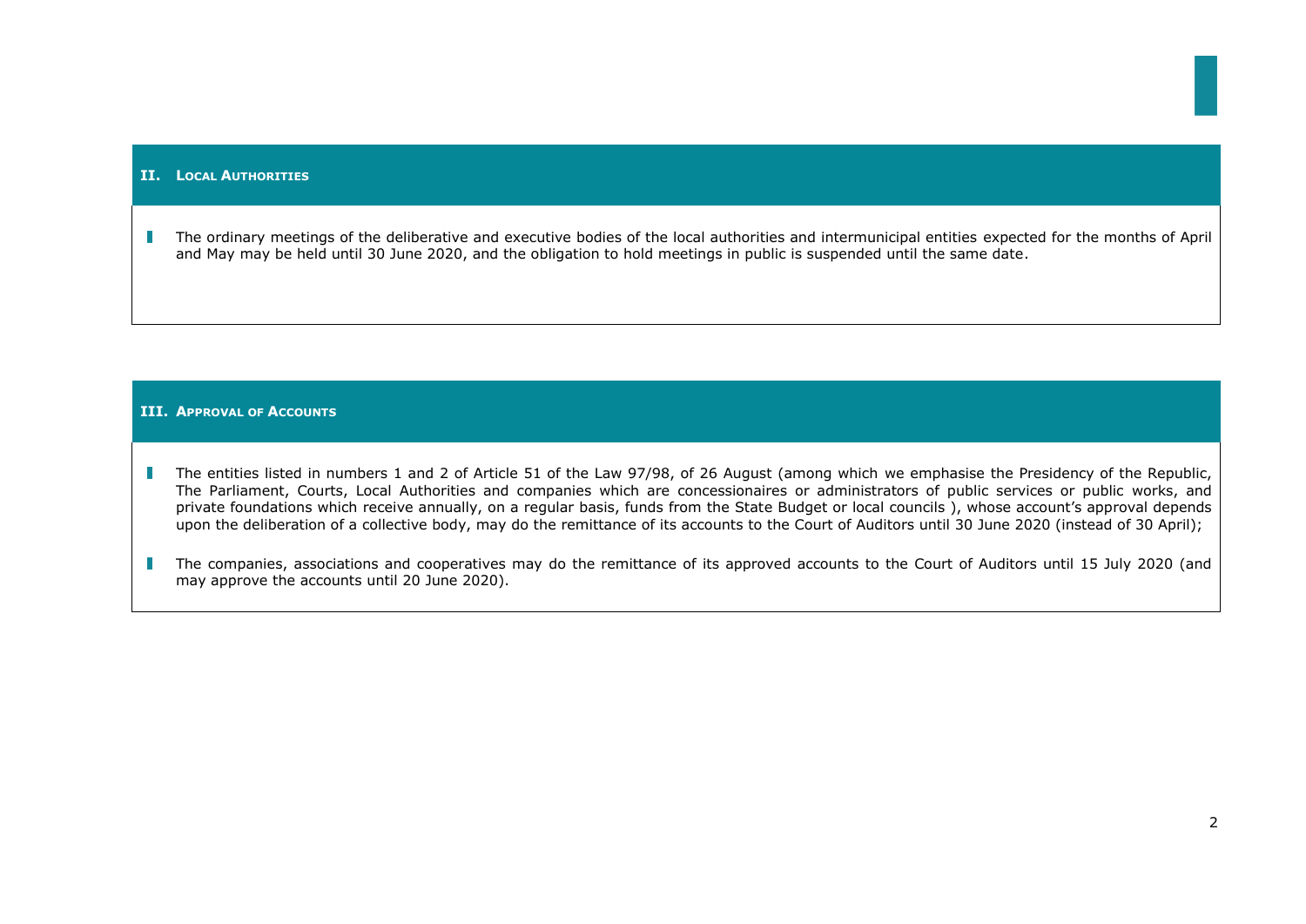## II. Local Authorities

- The ordinary meetings of the deliberative and executive bodies of the local authorities and intermunicipal entities expected for the months of April and May may be held until 30 June 2020, and the obligation to hold meetings in public is suspended until the same date.

## III. Approval of Accounts

- The entities listed in numbers 1 and 2 of Article 51 of the Law 97/98, of 26 August (among which we emphasise the Presidency of the Republic, The Parliament, Courts, Local Authorities and companies which are concessionaires or administrators of public services or public works, and private foundations which receive annually, on a regular basis, funds from the State Budget or local councils ), whose account's approval depends upon the deliberation of a collective body, may do the remittance of its accounts to the Court of Auditors until 30 June 2020 (instead of 30 April);
- The companies, associations and cooperatives may do the remittance of its approved accounts to the Court of Auditors until 15 July 2020 (and may approve the accounts until 20 June 2020).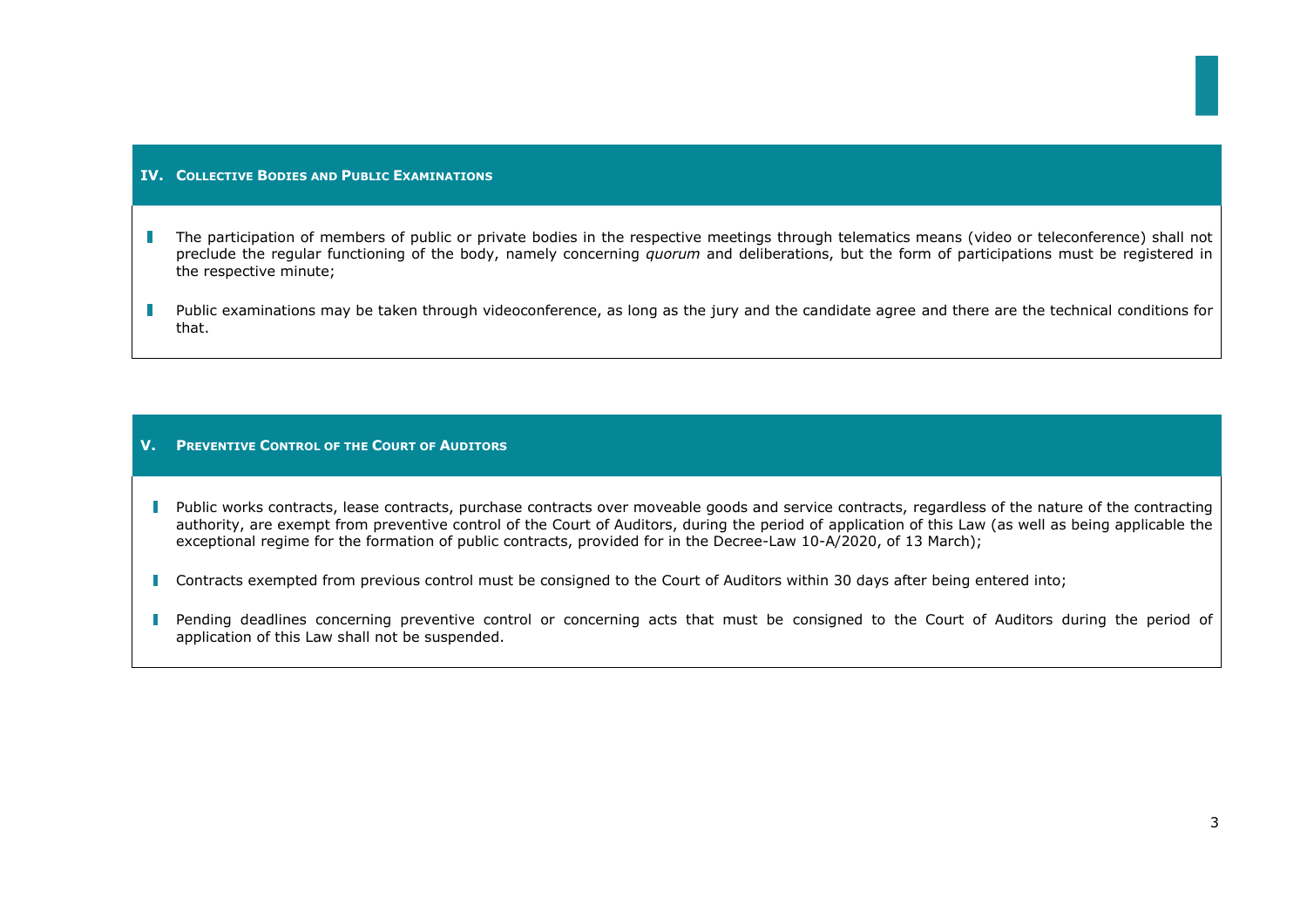## IV. Collective Bodies and Public Examinations

- The participation of members of public or private bodies in the respective meetings through telematics means (video or teleconference) shall not preclude the regular functioning of the body, namely concerning *quorum* and deliberations, but the form of participations must be registered in the respective minute;
- Public examinations may be taken through videoconference, as long as the jury and the candidate agree and there are the technical conditions for that.

## V. Preventive Control of the Court of Auditors

- Public works contracts, lease contracts, purchase contracts over moveable goods and service contracts, regardless of the nature of the contracting authority, are exempt from preventive control of the Court of Auditors, during the period of application of this Law (as well as being applicable the exceptional regime for the formation of public contracts, provided for in the Decree-Law 10-A/2020, of 13 March);
- Contracts exempted from previous control must be consigned to the Court of Auditors within 30 days after being entered into;
- Pending deadlines concerning preventive control or concerning acts that must be consigned to the Court of Auditors during the period of application of this Law shall not be suspended.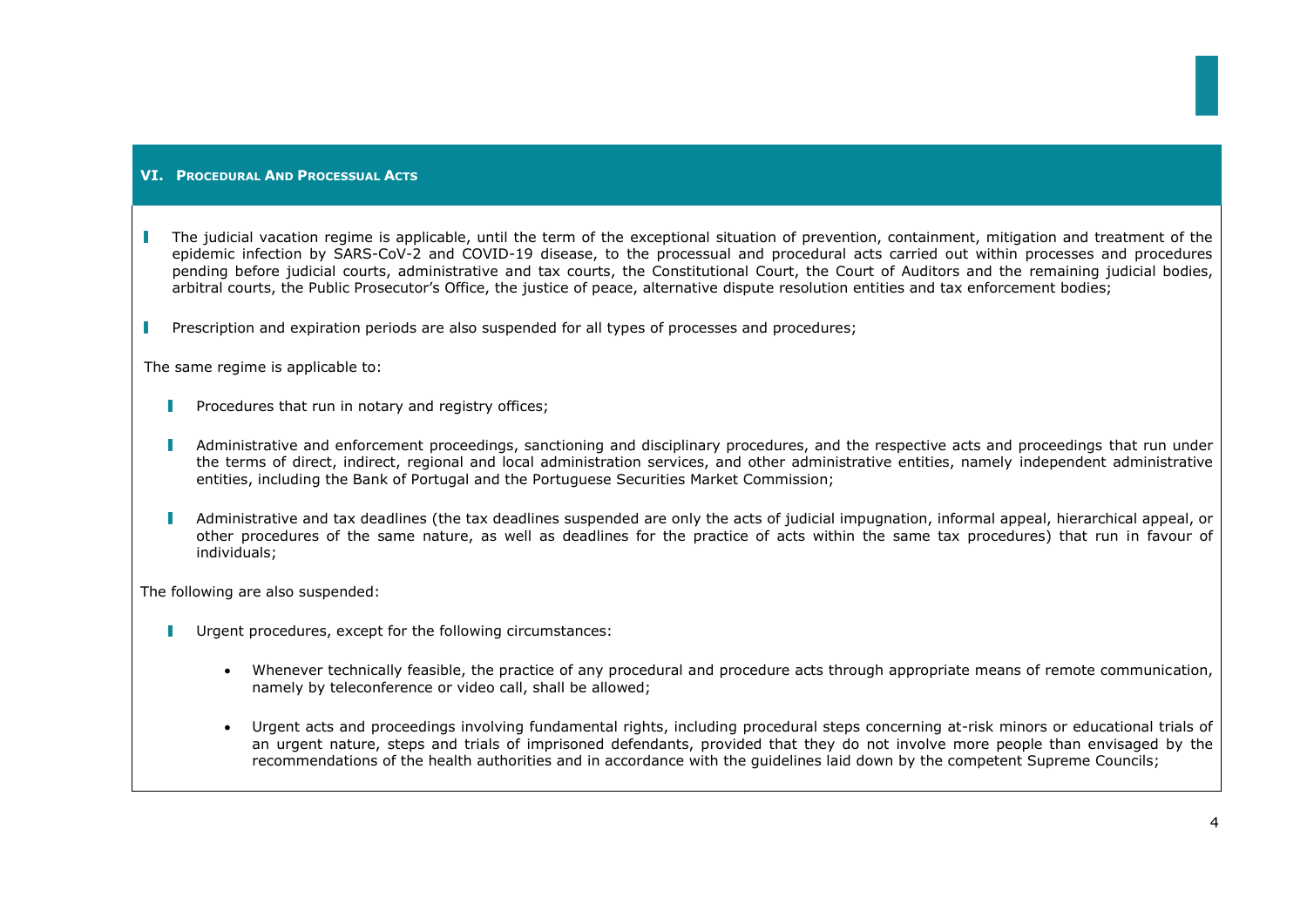## VI. Procedural And Processual Acts

- The judicial vacation regime is applicable, until the term of the exceptional situation of prevention, containment, mitigation and treatment of the epidemic infection by SARS-CoV-2 and COVID-19 disease, to the processual and procedural acts carried out within processes and procedures pending before judicial courts, administrative and tax courts, the Constitutional Court, the Court of Auditors and the remaining judicial bodies, arbitral courts, the Public Prosecutor's Office, the justice of peace, alternative dispute resolution entities and tax enforcement bodies;

- Prescription and expiration periods are also suspended for all types of processes and procedures;

The same regime is applicable to:

- Procedures that run in notary and registry offices;

- Administrative and enforcement proceedings, sanctioning and disciplinary procedures, and the respective acts and proceedings that run under the terms of direct, indirect, regional and local administration services, and other administrative entities, namely independent administrative entities, including the Bank of Portugal and the Portuguese Securities Market Commission;

- Administrative and tax deadlines (the tax deadlines suspended are only the acts of judicial impugnation, informal appeal, hierarchical appeal, or other procedures of the same nature, as well as deadlines for the practice of acts within the same tax procedures) that run in favour of individuals;

The following are also suspended:

- Urgent procedures, except for the following circumstances:

  - Whenever technically feasible, the practice of any procedural and procedure acts through appropriate means of remote communication, namely by teleconference or video call, shall be allowed;

  - Urgent acts and proceedings involving fundamental rights, including procedural steps concerning at-risk minors or educational trials of an urgent nature, steps and trials of imprisoned defendants, provided that they do not involve more people than envisaged by the recommendations of the health authorities and in accordance with the guidelines laid down by the competent Supreme Councils;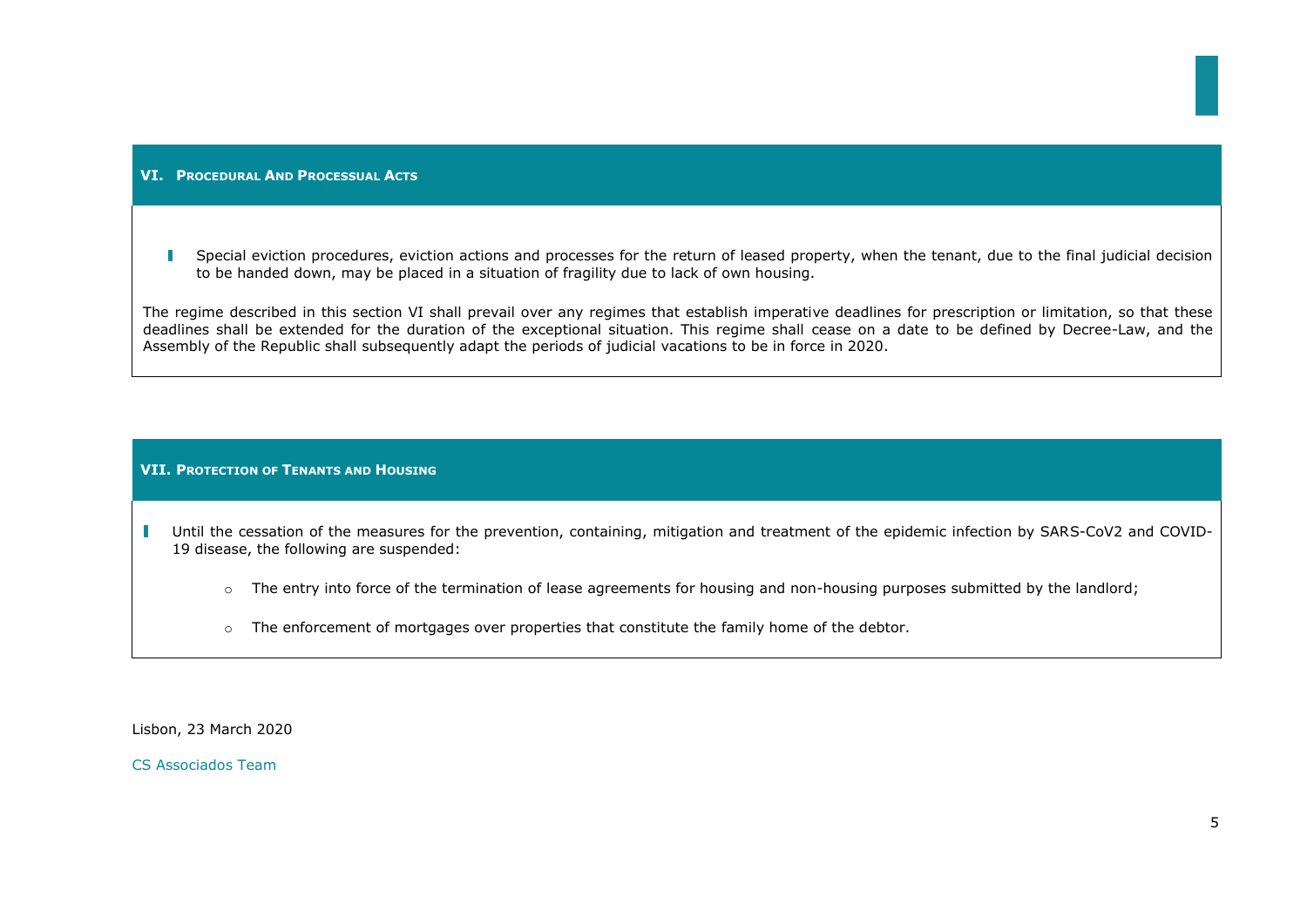## VI. Procedural And Processual Acts

- Special eviction procedures, eviction actions and processes for the return of leased property, when the tenant, due to the final judicial decision to be handed down, may be placed in a situation of fragility due to lack of own housing.

The regime described in this section VI shall prevail over any regimes that establish imperative deadlines for prescription or limitation, so that these deadlines shall be extended for the duration of the exceptional situation. This regime shall cease on a date to be defined by Decree-Law, and the Assembly of the Republic shall subsequently adapt the periods of judicial vacations to be in force in 2020.

## VII. Protection of Tenants and Housing

- Until the cessation of the measures for the prevention, containing, mitigation and treatment of the epidemic infection by SARS-CoV2 and COVID-19 disease, the following are suspended:
  - The entry into force of the termination of lease agreements for housing and non-housing purposes submitted by the landlord;
  - The enforcement of mortgages over properties that constitute the family home of the debtor.

Lisbon, 23 March 2020

CS Associados Team